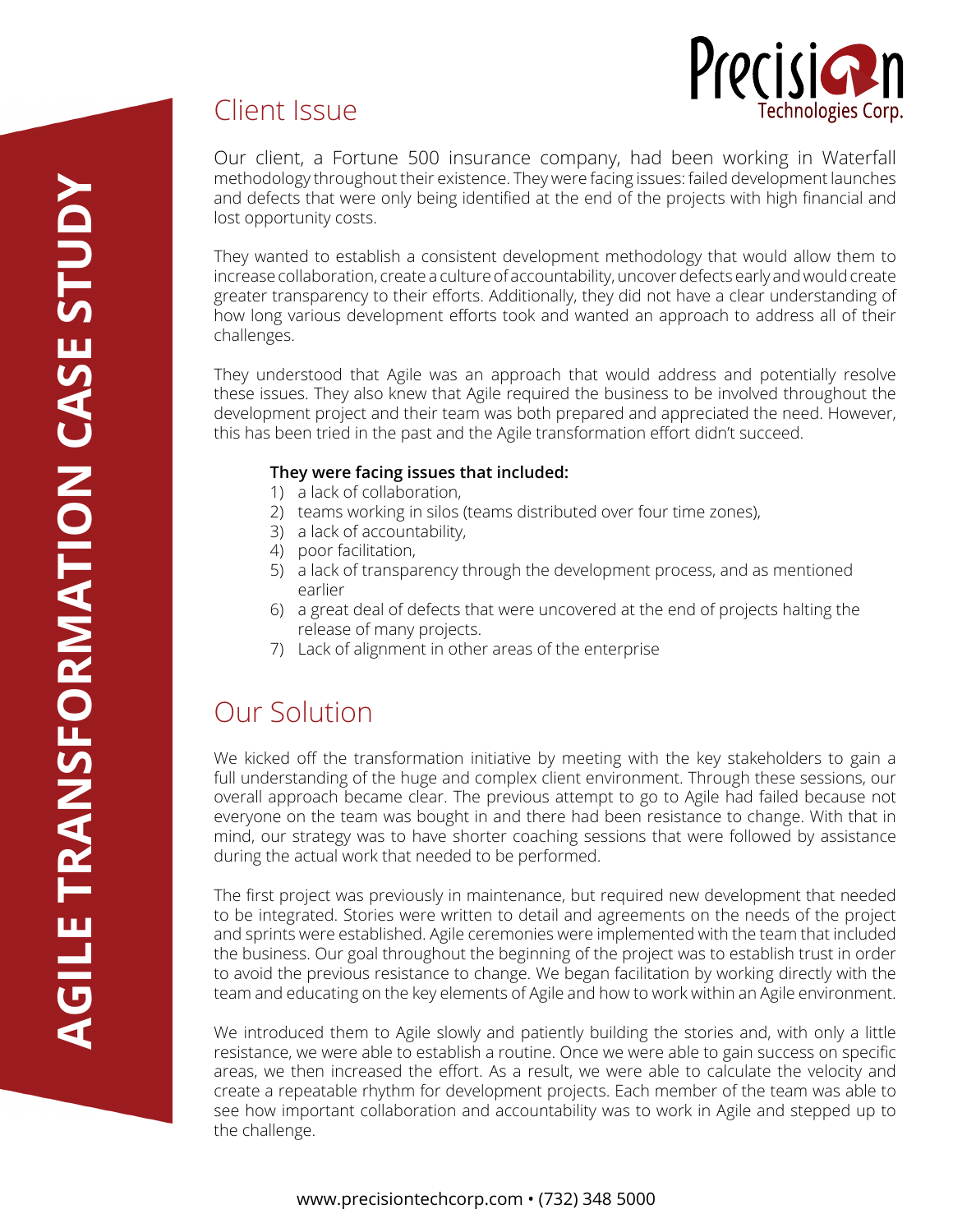# AGILE TRANSFORMATION CASE STUDY

Precision Technologies Corp.

## Client Issue

Our client, a Fortune 500 insurance company, had been working in Waterfall methodology throughout their existence. They were facing issues: failed development launches and defects that were only being identified at the end of the projects with high financial and lost opportunity costs.

They wanted to establish a consistent development methodology that would allow them to increase collaboration, create a culture of accountability, uncover defects early and would create greater transparency to their efforts. Additionally, they did not have a clear understanding of how long various development efforts took and wanted an approach to address all of their challenges.

They understood that Agile was an approach that would address and potentially resolve these issues. They also knew that Agile required the business to be involved throughout the development project and their team was both prepared and appreciated the need. However, this has been tried in the past and the Agile transformation effort didn't succeed.

**They were facing issues that included:**

1) a lack of collaboration,
2) teams working in silos (teams distributed over four time zones),
3) a lack of accountability,
4) poor facilitation,
5) a lack of transparency through the development process, and as mentioned earlier
6) a great deal of defects that were uncovered at the end of projects halting the release of many projects.
7) Lack of alignment in other areas of the enterprise

## Our Solution

We kicked off the transformation initiative by meeting with the key stakeholders to gain a full understanding of the huge and complex client environment. Through these sessions, our overall approach became clear. The previous attempt to go to Agile had failed because not everyone on the team was bought in and there had been resistance to change. With that in mind, our strategy was to have shorter coaching sessions that were followed by assistance during the actual work that needed to be performed.

The first project was previously in maintenance, but required new development that needed to be integrated. Stories were written to detail and agreements on the needs of the project and sprints were established. Agile ceremonies were implemented with the team that included the business. Our goal throughout the beginning of the project was to establish trust in order to avoid the previous resistance to change. We began facilitation by working directly with the team and educating on the key elements of Agile and how to work within an Agile environment.

We introduced them to Agile slowly and patiently building the stories and, with only a little resistance, we were able to establish a routine. Once we were able to gain success on specific areas, we then increased the effort. As a result, we were able to calculate the velocity and create a repeatable rhythm for development projects. Each member of the team was able to see how important collaboration and accountability was to work in Agile and stepped up to the challenge.

www.precisiontechcorp.com • (732) 348 5000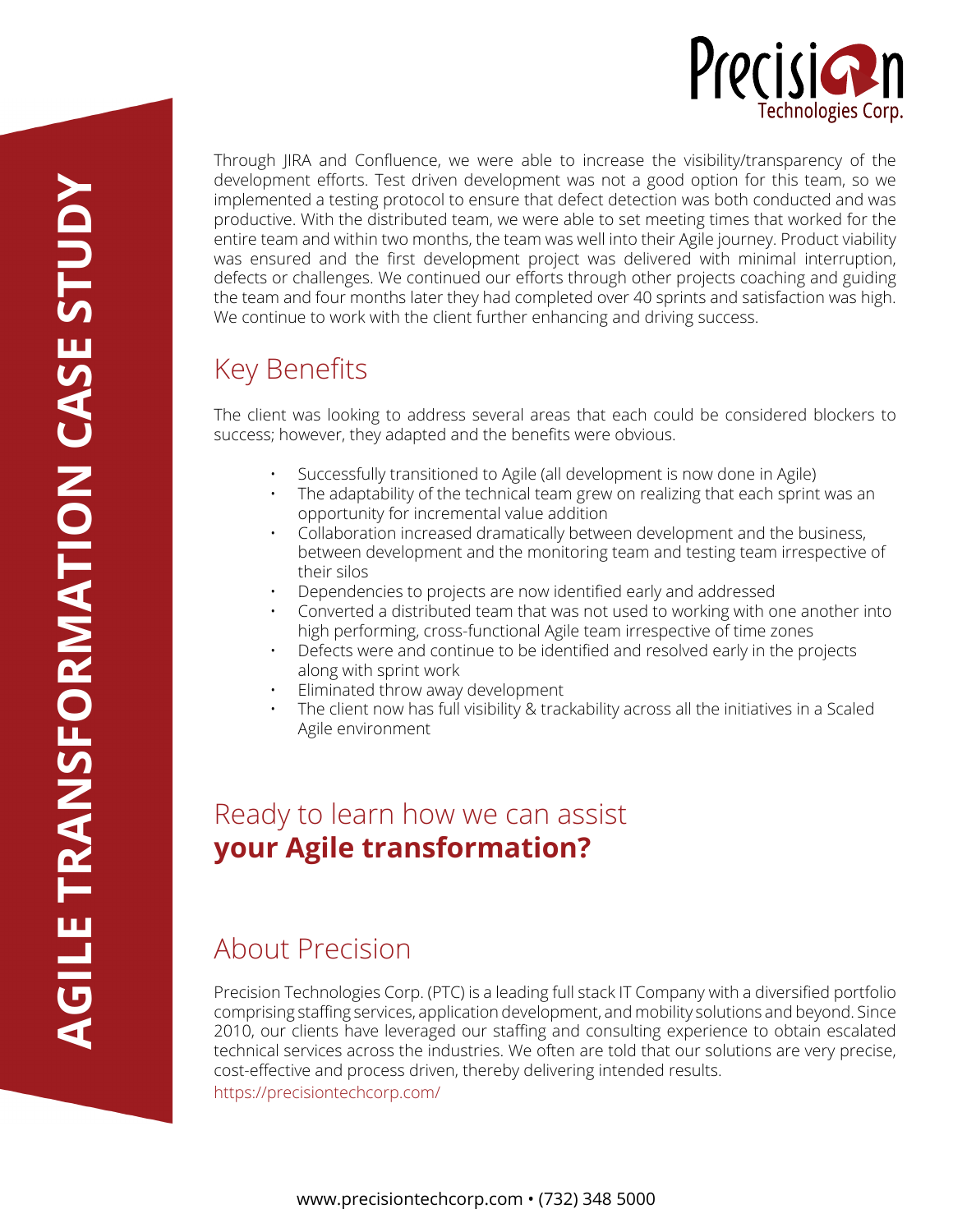Through JIRA and Confluence, we were able to increase the visibility/transparency of the development efforts. Test driven development was not a good option for this team, so we implemented a testing protocol to ensure that defect detection was both conducted and was productive. With the distributed team, we were able to set meeting times that worked for the entire team and within two months, the team was well into their Agile journey. Product viability was ensured and the first development project was delivered with minimal interruption, defects or challenges. We continued our efforts through other projects coaching and guiding the team and four months later they had completed over 40 sprints and satisfaction was high. We continue to work with the client further enhancing and driving success.

## Key Benefits

The client was looking to address several areas that each could be considered blockers to success; however, they adapted and the benefits were obvious.

- Successfully transitioned to Agile (all development is now done in Agile)
- The adaptability of the technical team grew on realizing that each sprint was an opportunity for incremental value addition
- Collaboration increased dramatically between development and the business, between development and the monitoring team and testing team irrespective of their silos
- Dependencies to projects are now identified early and addressed
- Converted a distributed team that was not used to working with one another into high performing, cross-functional Agile team irrespective of time zones
- Defects were and continue to be identified and resolved early in the projects along with sprint work
- Eliminated throw away development
- The client now has full visibility & trackability across all the initiatives in a Scaled Agile environment

## Ready to learn how we can assist **your Agile transformation?**

## About Precision

Precision Technologies Corp. (PTC) is a leading full stack IT Company with a diversified portfolio comprising staffing services, application development, and mobility solutions and beyond. Since 2010, our clients have leveraged our staffing and consulting experience to obtain escalated technical services across the industries. We often are told that our solutions are very precise, cost-effective and process driven, thereby delivering intended results.

https://precisiontechcorp.com/